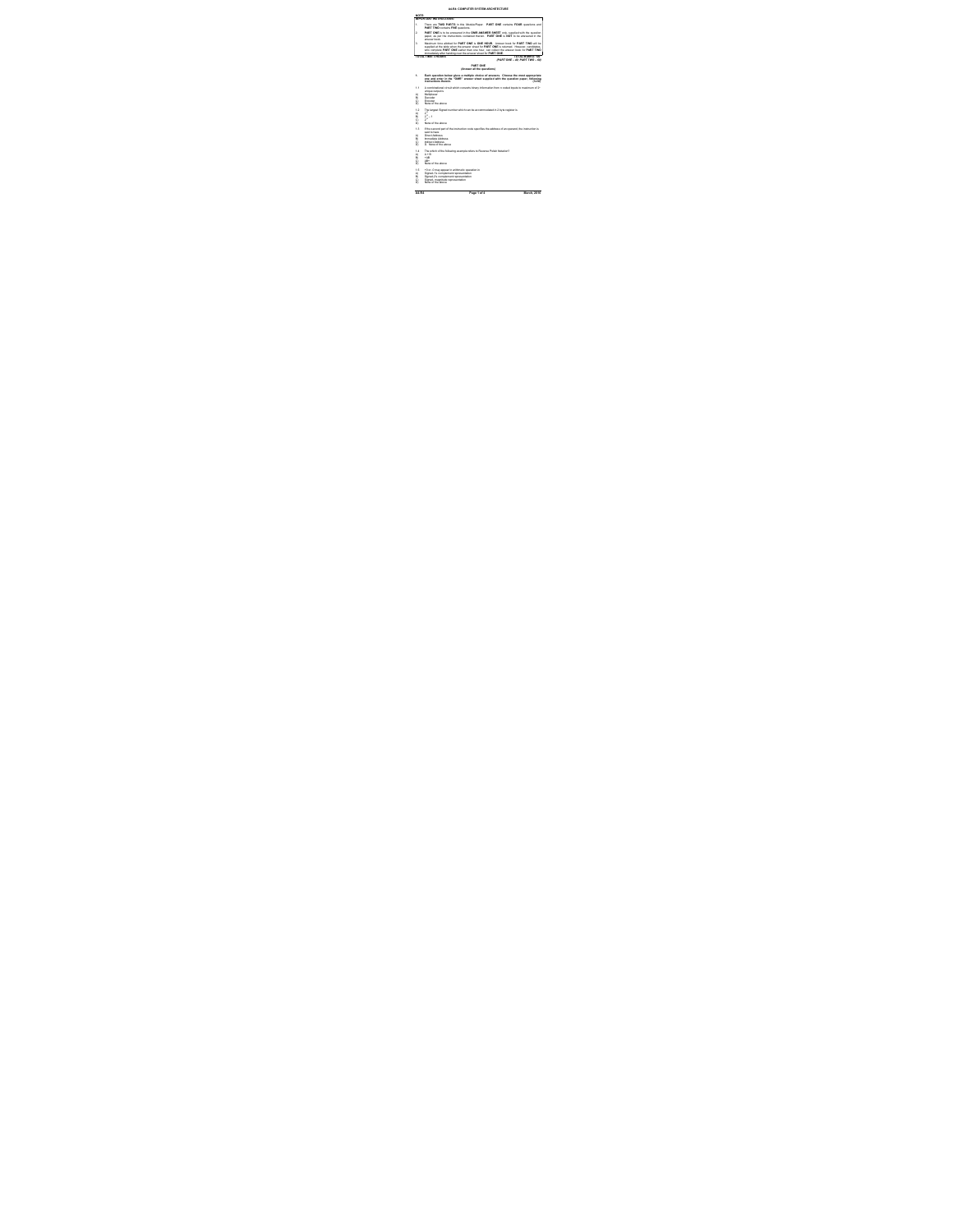# A4-R4: COMPUTER SYSTEM ARCHITECTURE

**NOTE:**

**IMPORTANT INSTRUCTIONS:**

1. There are **TWO PARTS** in this Module/Paper. **PART ONE** contains **FOUR** questions and **PART TWO** contains **FIVE** questions.
2. **PART ONE** is to be answered in the **OMR ANSWER SHEET** only, supplied with the question paper, as per the instructions contained therein. **PART ONE** is **NOT** to be answered in the answer book.
3. Maximum time allotted for **PART ONE** is **ONE HOUR**. Answer book for **PART TWO** will be supplied at the table when the answer sheet for **PART ONE** is returned. However, candidates, who complete **PART ONE** earlier than one hour, can collect the answer book for **PART TWO** immediately after handing over the answer sheet for **PART ONE**.

**TOTAL TIME: 3 HOURS** **TOTAL MARKS: 100**

**(PART ONE – 40; PART TWO – 60)**

## PART ONE
**(Answer all the questions)**

**1. Each question below gives a multiple choice of answers. Choose the most appropriate one and enter in the "OMR" answer sheet supplied with the question paper, following instructions therein. (1x10)**

1.1 A combinational circuit which converts binary information from n coded inputs to maximum of $2^n$ unique outputs

A) Multiplexer
B) Decoder
C) Encoder
D) None of the above

1.2 The largest Signed number which can be accommodated in 2 byte register is

A) $2^{16}$
B) $2^{16} - 1$
C) $2^{15}$
D) None of the above

1.3 If the second part of the instruction code specifies the address of an operand, the instruction is said to have

A) Direct Address
B) Immediate Address
C) Indirect Address
D) None of the above

1.4 The which of the following example refers to Reverse Polish Notation?

A) A + B
B) +AB
C) AB+
D) None of the above

1.5 +0 or -0 may appear in arithmetic operation in

A) Signed-1's complement representation
B) Signed-2's complement representation
C) Signed, magnitude representation
D) None of the above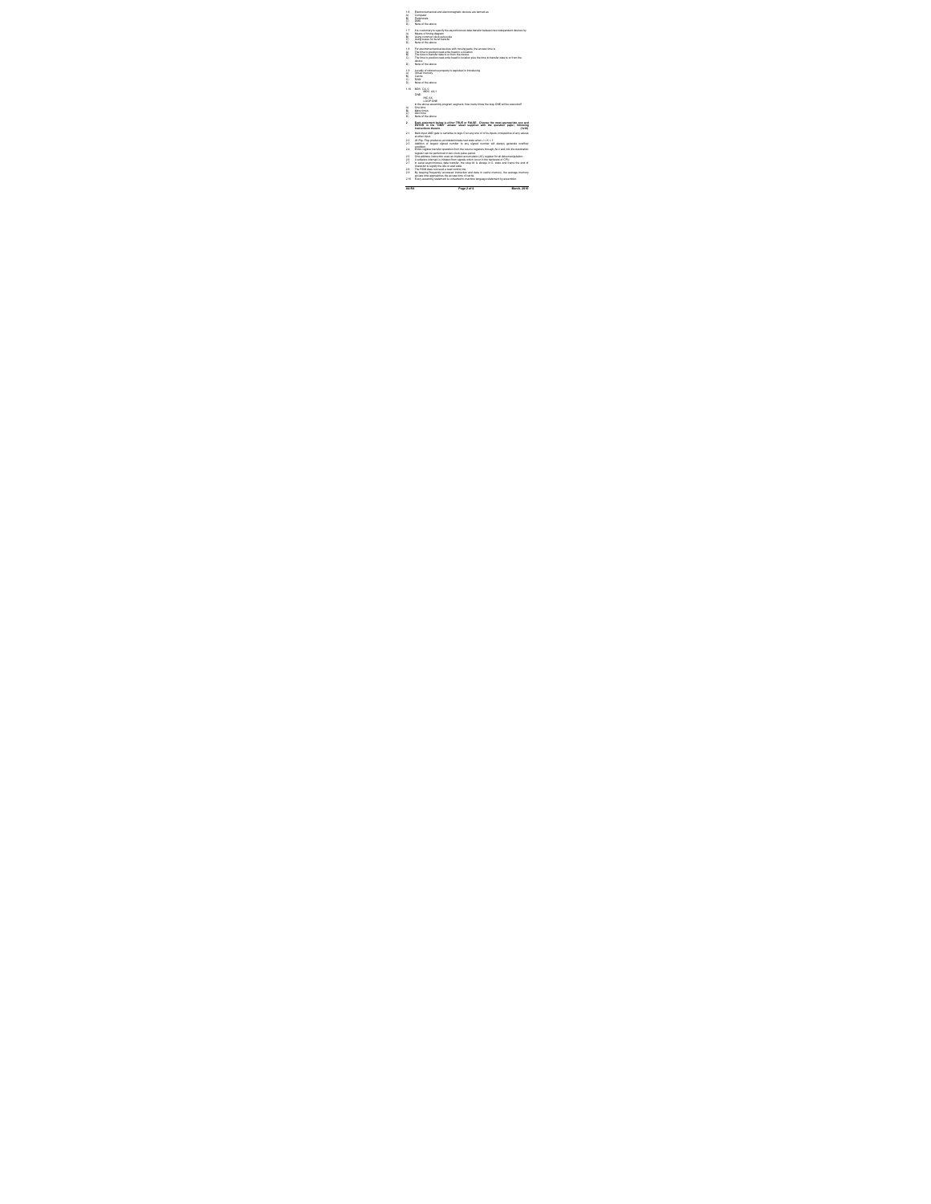1.6 Electromechanical and electromagnetic devices are termed as
A) Computer
B) Peripherals
C) DMA
D) None of the above

1.7 It is necessary to specify the asynchronous data transfer between two independent devices by
A) Means of timing diagram
B) Using common clock pulse rate
C) Strobe pulse for the transfer
D) None of the above

1.8 For electromechanical devices with moving parts, the access time is
A) The time to position read-write head to a location
B) The time to transfer data to or from the device
C) The time to position read-write head to location plus the time to transfer data to or from the device
D) None of the above

1.9 Locality of reference property is exploited in introducing
A) Virtual memory
B) Cache
C) RAM
D) None of the above

1.10 MOV CX, 0
```
        MOV AX, 1
ONE:
        INC AX
        LOOP ONE
```
In the above assembly program segment, how many times the loop ONE will be executed?
A) One time
B) Many times
C) Zero time
D) None of the above

**2. Each statement below is either TRUE or FALSE. Choose the most appropriate one and ENTER in the "OMR" answer sheet supplied with the question paper, following instructions therein. (1x10)**

2.1 Multi-input AND gate is sensitive to logic 0 on any one of it's inputs, irrespective of any values at other input.
2.2 JK-Flip-Flop produces an indeterminate next state when J = K = 1.
2.3 Addition of largest signed number to any signed number will always generate overflow condition.
2.4 Entire register transfer operation from the source registers through ALU and into the destination register can be performed in two clock pulse period.
2.5 One-address instruction uses an implied accumulator (AC) register for all data manipulation.
2.6 A software interrupt is initiated from signals which occur in the hardware of CPU.
2.7 In serial asynchronous data transfer, the stop bit is always in 0- state and frame the end of character to signify the idle or wait state.
2.8 The RAM does not need a read control line.
2.9 By keeping frequently accessed instruction and data in cache memory, the average memory access time approaches the access time of cache.
2.10 Every assembly statement is converted to machine language statement by assembler.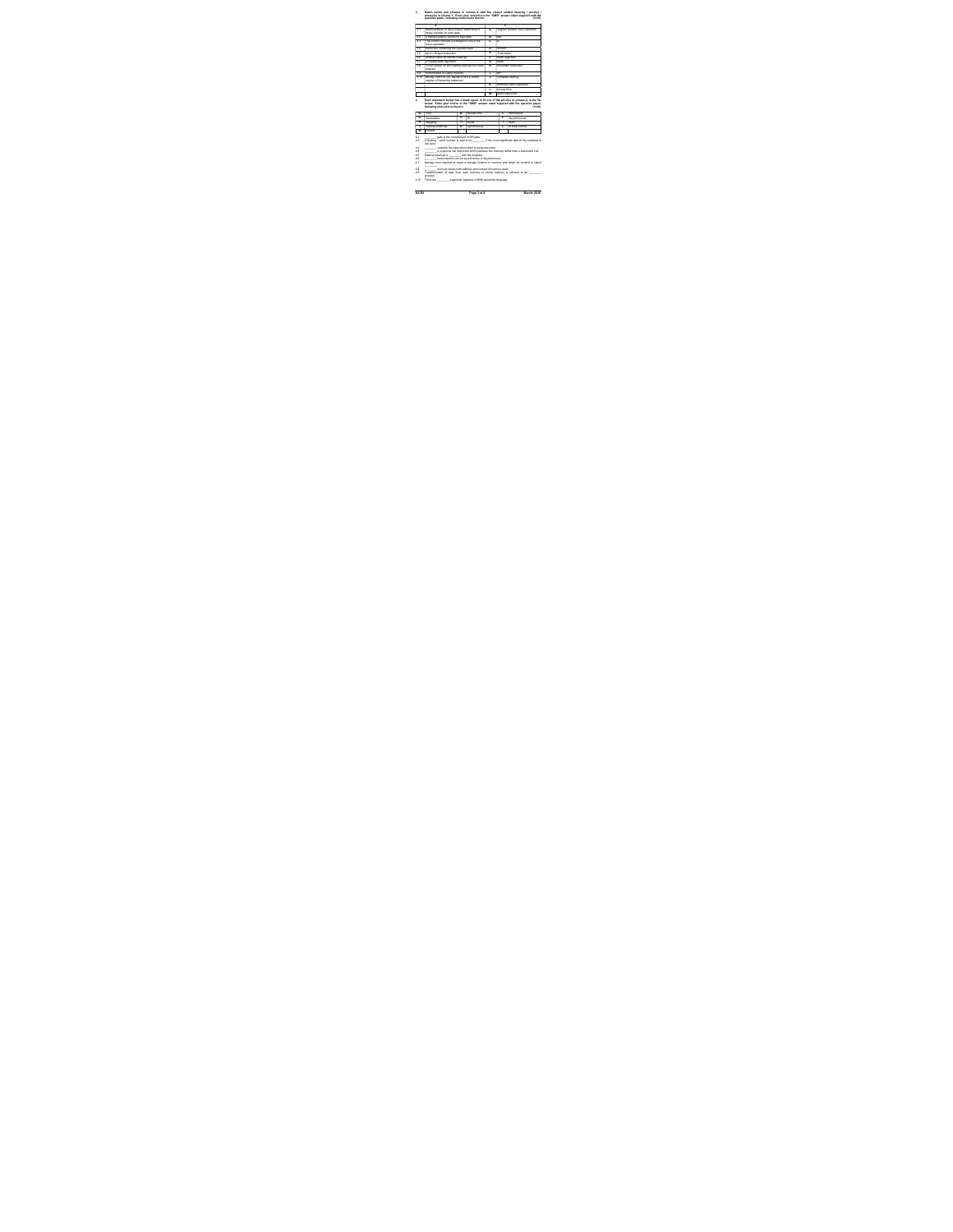**3.** **Match words and phrases in column X with the closest related meaning / word(s) / phrase(s) in column Y. Enter your selection in the "OMR" answer sheet supplied with the question paper, following instructions therein. (1x10)**

| | X | | Y |
|---|---|---|---|
| 3.1 | Tabular notation of input-output relationship of binary variable for each gate | A. | Register transfer micro-operation |
| 3.2 | A distinguished graphic symbol of logic gate | B. | DMA |
| 3.3 | The output from the ALU and temporary size of the result of operation | C. | IC |
| 3.4 | Instruction containing the operand itself | D. | Parity |
| 3.5 | Input – Output instruction | E. | Truth table |
| 3.6 | Command placed to service interrupt | F. | Stack organization |
| 3.7 | ... instruction register | G. | Shifter |
| 3.8 | ... phase in the starting instruction of the whole program | H. | Immediate instruction |
| 3.9 | ... memory | I. | OR |
| 3.10 | Bringing data to the ... register of the assembly statement | J. | Computer startup |
| | | K. | Arithmetic micro-operation |
| | | L. | Access time |
| | | M. | Block ... |

**4.** **Each statement below has a blank space to fit one of the word(s) or phrase(s) in the list below. Enter your choice in the "OMR" answer sheet supplied with the question paper, following instructions therein. (1x10)**

| | | | | | |
|---|---|---|---|---|---|
| A. | NOR | B. | Access time | C. | Normalized |
| D. | Associative | E. | IR | F. | Asynchronous |
| G. | Mapping | H. | Serial | I. | Four |
| J. | Software interrupt | K. | Synchronous | L. | ... |
| M. | Parallel | | | | |

4.1 ________ gate is the complement of OR gate.

4.2 A floating – point number is said to be ________ if the most significant digit of the mantissa is non-zero.

4.3 ________ contains the instruction which is being executed.

4.4 ________ is a special call instruction which behaves like interrupt rather than a subroutine call.

4.5 External interrupt is ________ with the program.

4.6 ________ transmissions can be synchronous or asynchronous.

4.7 Average time required to reach a storage location in memory and obtain its content is called ________.

4.8 ________ memory stores both address and content of memory word.

4.9 Transformation of data from main memory to cache memory is referred to as ________ process.

4.10 There are ________ segments registers in 8086 assembly language.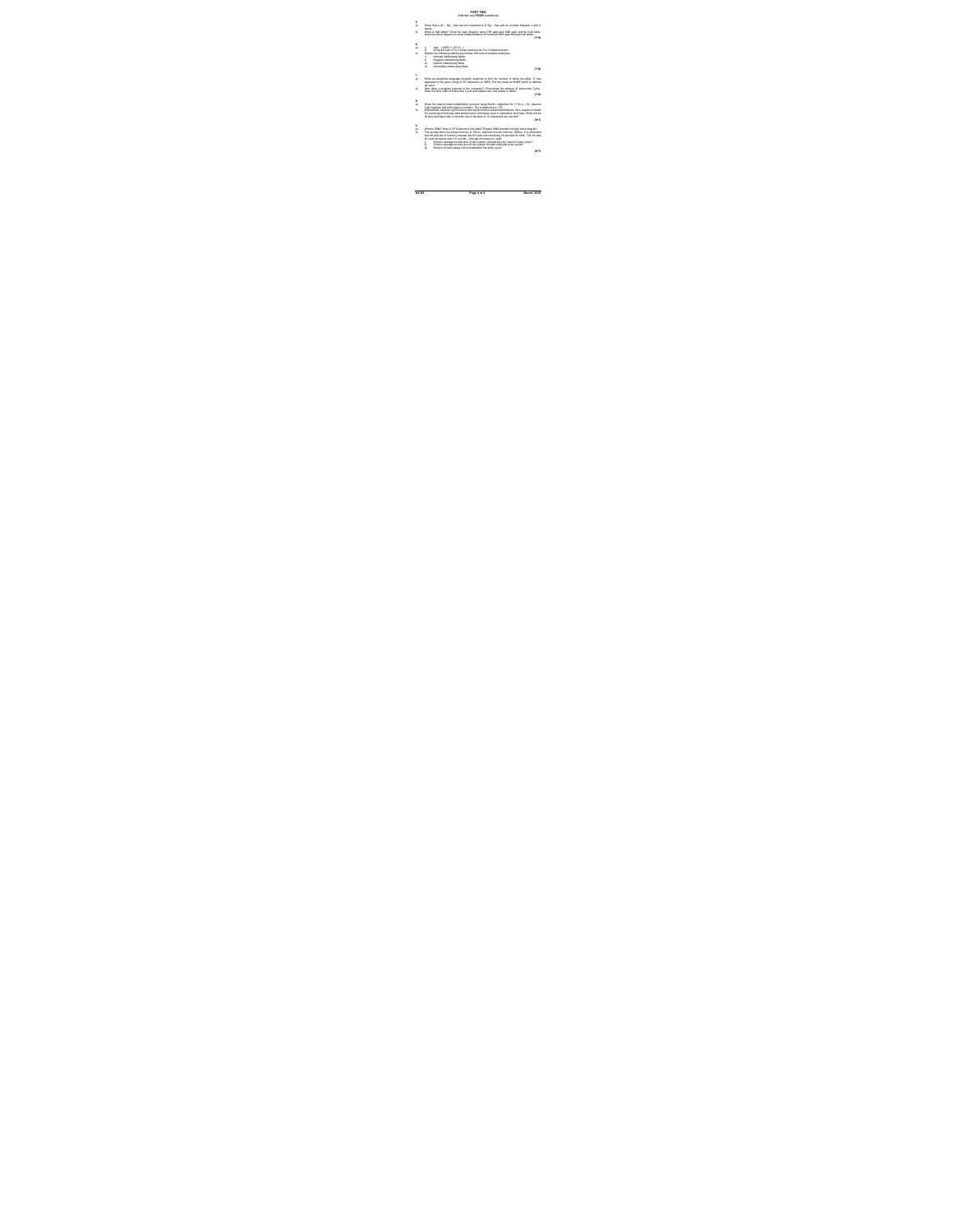# PART TWO

(Attempt any **FOUR** questions)

**5.**

a) Show that a JK – flip – flop can be converted to D flip – flop with an inverter between J and K inputs.

b) What is half adder? Draw its logic diagram using OR gate and AND gate and its truth table. Draw the block diagram to show implementation of universal NOR gate through truth table.

**(7+8)**

**6.**

a)
  i) Add : (-4475) + (0710)
  ii) Write the sum of (i) in binary and give its 2's complement also.

b) Explain the following addressing modes with help of suitable examples:
  i) Indexed Addressing Mode
  ii) Register Addressing Mode
  iii) Indirect Addressing Mode
  iv) Immediate Addressing Mode

**(7+8)**

**7.**

a) Write an assembly language program segment to find the number of times the letter 'Z' has appeared in the given string of 50 characters at M[0]. Put the result at NUMZ which is defined as word.

b) How does a program execute in the computer? Enumerate the phases of Instruction Cycle. Draw the flow chart of Instruction Cycle and explain any one phase in detail.

**(7+8)**

**8.**

a) Show the step-by-step multiplication process using Booth's algorithm for (+15) x (-13). Assume 5-bit registers that hold signed numbers. The multiplicand is +15.

b) Differentiate between synchronous and asynchronous serial transmission. Also, explain in detail the asynchronous serial data transmission technique used in character terminals. What will be bit time and baud rate if transfer rate of terminal is 10 characters per second?

**(9+6)**

**9.**

a) What is DMA? How is CPU placed in idle state? Explain DMA transfer through block diagram.

b) The access time of a cache memory is 100 ns, and that of main memory 1000 ns. It is estimated that 80 percent of memory request are for read and remaining 20 percent for write. The hit ratio for read accesses only 0.9. A write – through procedure is used.
  i) What is average access time of the system considering only memory read cycles?
  ii) What is average access time of the system for both read and write cycles?
  iii) What is hit ratio taking into consideration the write cycle?

**(9+6)**